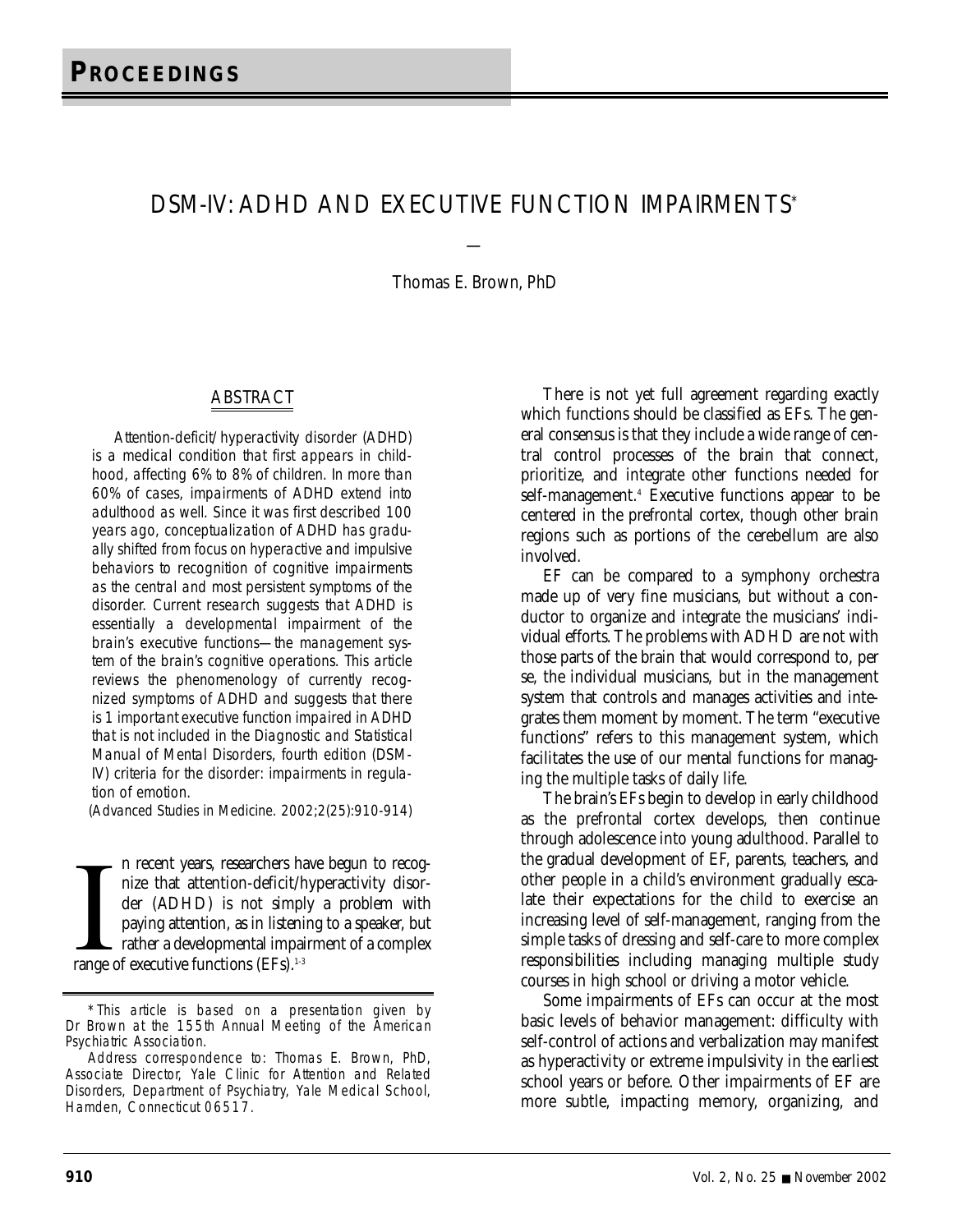**PROCEEDINGS**

# DSM-IV: ADHD AND EXECUTIVE FUNCTION IMPAIRMENTS*

Thomas E. Brown, PhD

## ABSTRACT

*Attention-deficit/hyperactivity disorder (ADHD) is a medical condition that first appears in childhood, affecting 6% to 8% of children. In more than 60% of cases, impairments of ADHD extend into adulthood as well. Since it was first described 100 years ago, conceptualization of ADHD has gradually shifted from focus on hyperactive and impulsive behaviors to recognition of cognitive impairments as the central and most persistent symptoms of the disorder. Current research suggests that ADHD is essentially a developmental impairment of the brain's executive functions—the management system of the brain's cognitive operations. This article reviews the phenomenology of currently recognized symptoms of ADHD and suggests that there is 1 important executive function impaired in ADHD that is not included in the Diagnostic and Statistical Manual of Mental Disorders, fourth edition (DSM-IV) criteria for the disorder: impairments in regulation of emotion.*

*(Advanced Studies in Medicine. 2002;2(25):910-914)*

In recent years, researchers have begun to recognize that attention-deficit/hyperactivity disorder (ADHD) is not simply a problem with paying attention, as in listening to a speaker, but rather a developmental impairment of a complex range of executive functions (EFs).[1-3]

*This article is based on a presentation given by Dr Brown at the 155th Annual Meeting of the American Psychiatric Association.

Address correspondence to: Thomas E. Brown, PhD, Associate Director, Yale Clinic for Attention and Related Disorders, Department of Psychiatry, Yale Medical School, Hamden, Connecticut 06517.

There is not yet full agreement regarding exactly which functions should be classified as EFs. The general consensus is that they include a wide range of central control processes of the brain that connect, prioritize, and integrate other functions needed for self-management.[4] Executive functions appear to be centered in the prefrontal cortex, though other brain regions such as portions of the cerebellum are also involved.

EF can be compared to a symphony orchestra made up of very fine musicians, but without a conductor to organize and integrate the musicians' individual efforts. The problems with ADHD are not with those parts of the brain that would correspond to, per se, the individual musicians, but in the management system that controls and manages activities and integrates them moment by moment. The term "executive functions" refers to this management system, which facilitates the use of our mental functions for managing the multiple tasks of daily life.

The brain's EFs begin to develop in early childhood as the prefrontal cortex develops, then continue through adolescence into young adulthood. Parallel to the gradual development of EF, parents, teachers, and other people in a child's environment gradually escalate their expectations for the child to exercise an increasing level of self-management, ranging from the simple tasks of dressing and self-care to more complex responsibilities including managing multiple study courses in high school or driving a motor vehicle.

Some impairments of EFs can occur at the most basic levels of behavior management: difficulty with self-control of actions and verbalization may manifest as hyperactivity or extreme impulsivity in the earliest school years or before. Other impairments of EF are more subtle, impacting memory, organizing, and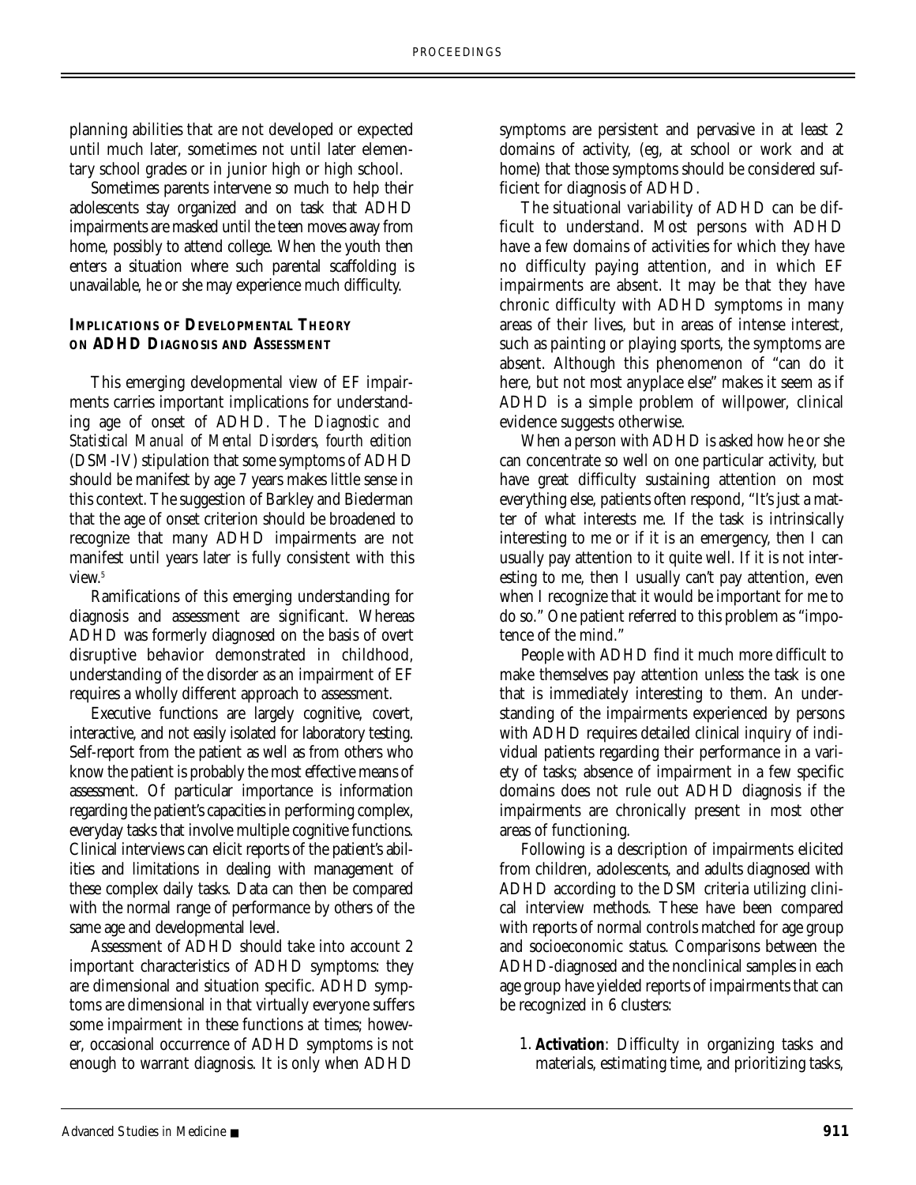planning abilities that are not developed or expected until much later, sometimes not until later elementary school grades or in junior high or high school.

Sometimes parents intervene so much to help their adolescents stay organized and on task that ADHD impairments are masked until the teen moves away from home, possibly to attend college. When the youth then enters a situation where such parental scaffolding is unavailable, he or she may experience much difficulty.

### IMPLICATIONS OF DEVELOPMENTAL THEORY ON ADHD DIAGNOSIS AND ASSESSMENT

This emerging developmental view of EF impairments carries important implications for understanding age of onset of ADHD. The *Diagnostic and Statistical Manual of Mental Disorders, fourth edition* (DSM-IV) stipulation that some symptoms of ADHD should be manifest by age 7 years makes little sense in this context. The suggestion of Barkley and Biederman that the age of onset criterion should be broadened to recognize that many ADHD impairments are not manifest until years later is fully consistent with this view.[5]

Ramifications of this emerging understanding for diagnosis and assessment are significant. Whereas ADHD was formerly diagnosed on the basis of overt disruptive behavior demonstrated in childhood, understanding of the disorder as an impairment of EF requires a wholly different approach to assessment.

Executive functions are largely cognitive, covert, interactive, and not easily isolated for laboratory testing. Self-report from the patient as well as from others who know the patient is probably the most effective means of assessment. Of particular importance is information regarding the patient's capacities in performing complex, everyday tasks that involve multiple cognitive functions. Clinical interviews can elicit reports of the patient's abilities and limitations in dealing with management of these complex daily tasks. Data can then be compared with the normal range of performance by others of the same age and developmental level.

Assessment of ADHD should take into account 2 important characteristics of ADHD symptoms: they are dimensional and situation specific. ADHD symptoms are dimensional in that virtually everyone suffers some impairment in these functions at times; however, occasional occurrence of ADHD symptoms is not enough to warrant diagnosis. It is only when ADHD symptoms are persistent and pervasive in at least 2 domains of activity, (eg, at school or work and at home) that those symptoms should be considered sufficient for diagnosis of ADHD.

The situational variability of ADHD can be difficult to understand. Most persons with ADHD have a few domains of activities for which they have no difficulty paying attention, and in which EF impairments are absent. It may be that they have chronic difficulty with ADHD symptoms in many areas of their lives, but in areas of intense interest, such as painting or playing sports, the symptoms are absent. Although this phenomenon of "can do it here, but not most anyplace else" makes it seem as if ADHD is a simple problem of willpower, clinical evidence suggests otherwise.

When a person with ADHD is asked how he or she can concentrate so well on one particular activity, but have great difficulty sustaining attention on most everything else, patients often respond, "It's just a matter of what interests me. If the task is intrinsically interesting to me or if it is an emergency, then I can usually pay attention to it quite well. If it is not interesting to me, then I usually can't pay attention, even when I recognize that it would be important for me to do so." One patient referred to this problem as "impotence of the mind."

People with ADHD find it much more difficult to make themselves pay attention unless the task is one that is immediately interesting to them. An understanding of the impairments experienced by persons with ADHD requires detailed clinical inquiry of individual patients regarding their performance in a variety of tasks; absence of impairment in a few specific domains does not rule out ADHD diagnosis if the impairments are chronically present in most other areas of functioning.

Following is a description of impairments elicited from children, adolescents, and adults diagnosed with ADHD according to the DSM criteria utilizing clinical interview methods. These have been compared with reports of normal controls matched for age group and socioeconomic status. Comparisons between the ADHD-diagnosed and the nonclinical samples in each age group have yielded reports of impairments that can be recognized in 6 clusters:

1. **Activation**: Difficulty in organizing tasks and materials, estimating time, and prioritizing tasks,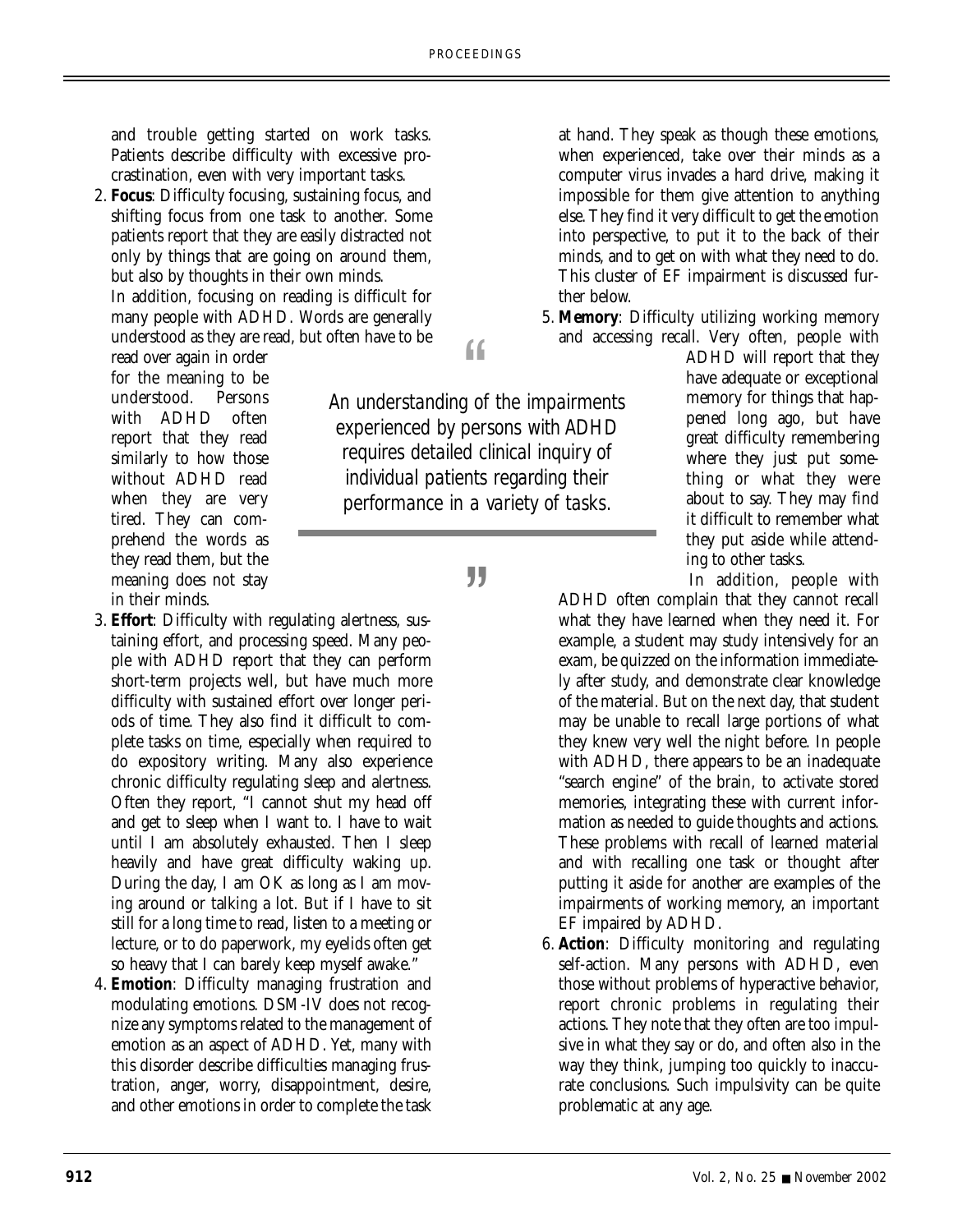and trouble getting started on work tasks. Patients describe difficulty with excessive procrastination, even with very important tasks.

2. **Focus**: Difficulty focusing, sustaining focus, and shifting focus from one task to another. Some patients report that they are easily distracted not only by things that are going on around them, but also by thoughts in their own minds.

   In addition, focusing on reading is difficult for many people with ADHD. Words are generally understood as they are read, but often have to be read over again in order for the meaning to be understood. Persons with ADHD often report that they read similarly to how those without ADHD read when they are very tired. They can comprehend the words as they read them, but the meaning does not stay in their minds.

3. **Effort**: Difficulty with regulating alertness, sustaining effort, and processing speed. Many people with ADHD report that they can perform short-term projects well, but have much more difficulty with sustained effort over longer periods of time. They also find it difficult to complete tasks on time, especially when required to do expository writing. Many also experience chronic difficulty regulating sleep and alertness. Often they report, "I cannot shut my head off and get to sleep when I want to. I have to wait until I am absolutely exhausted. Then I sleep heavily and have great difficulty waking up. During the day, I am OK as long as I am moving around or talking a lot. But if I have to sit still for a long time to read, listen to a meeting or lecture, or to do paperwork, my eyelids often get so heavy that I can barely keep myself awake."

4. **Emotion**: Difficulty managing frustration and modulating emotions. DSM-IV does not recognize any symptoms related to the management of emotion as an aspect of ADHD. Yet, many with this disorder describe difficulties managing frustration, anger, worry, disappointment, desire, and other emotions in order to complete the task at hand. They speak as though these emotions, when experienced, take over their minds as a computer virus invades a hard drive, making it impossible for them give attention to anything else. They find it very difficult to get the emotion into perspective, to put it to the back of their minds, and to get on with what they need to do. This cluster of EF impairment is discussed further below.

5. **Memory**: Difficulty utilizing working memory and accessing recall. Very often, people with ADHD will report that they have adequate or exceptional memory for things that happened long ago, but have great difficulty remembering where they just put something or what they were about to say. They may find it difficult to remember what they put aside while attending to other tasks.

   In addition, people with ADHD often complain that they cannot recall what they have learned when they need it. For example, a student may study intensively for an exam, be quizzed on the information immediately after study, and demonstrate clear knowledge of the material. But on the next day, that student may be unable to recall large portions of what they knew very well the night before. In people with ADHD, there appears to be an inadequate "search engine" of the brain, to activate stored memories, integrating these with current information as needed to guide thoughts and actions. These problems with recall of learned material and with recalling one task or thought after putting it aside for another are examples of the impairments of working memory, an important EF impaired by ADHD.

6. **Action**: Difficulty monitoring and regulating self-action. Many persons with ADHD, even those without problems of hyperactive behavior, report chronic problems in regulating their actions. They note that they often are too impulsive in what they say or do, and often also in the way they think, jumping too quickly to inaccurate conclusions. Such impulsivity can be quite problematic at any age.

> *"An understanding of the impairments experienced by persons with ADHD requires detailed clinical inquiry of individual patients regarding their performance in a variety of tasks."*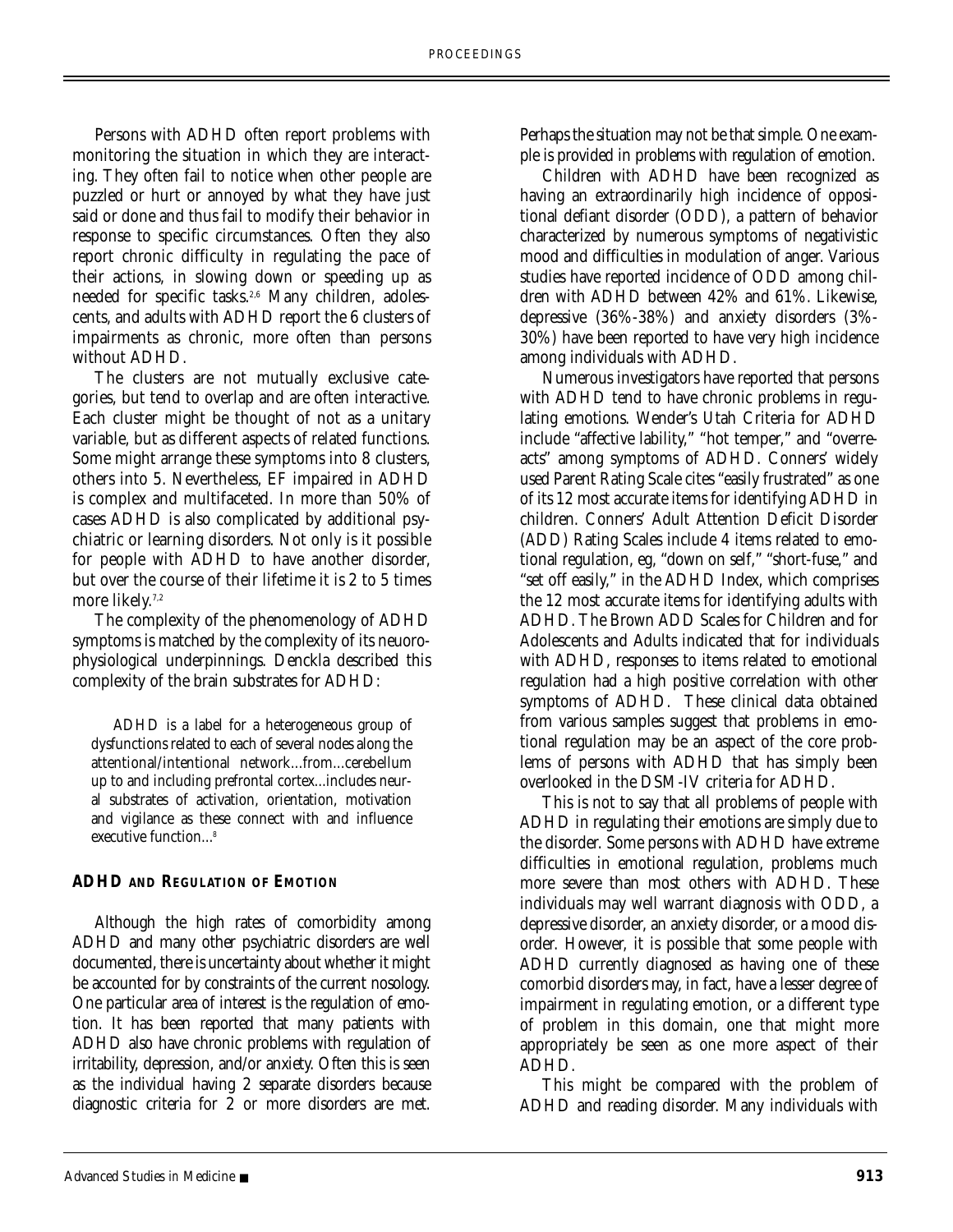Persons with ADHD often report problems with monitoring the situation in which they are interacting. They often fail to notice when other people are puzzled or hurt or annoyed by what they have just said or done and thus fail to modify their behavior in response to specific circumstances. Often they also report chronic difficulty in regulating the pace of their actions, in slowing down or speeding up as needed for specific tasks.[2,6] Many children, adolescents, and adults with ADHD report the 6 clusters of impairments as chronic, more often than persons without ADHD.

The clusters are not mutually exclusive categories, but tend to overlap and are often interactive. Each cluster might be thought of not as a unitary variable, but as different aspects of related functions. Some might arrange these symptoms into 8 clusters, others into 5. Nevertheless, EF impaired in ADHD is complex and multifaceted. In more than 50% of cases ADHD is also complicated by additional psychiatric or learning disorders. Not only is it possible for people with ADHD to have another disorder, but over the course of their lifetime it is 2 to 5 times more likely.[7,2]

The complexity of the phenomenology of ADHD symptoms is matched by the complexity of its neurophysiological underpinnings. Denckla described this complexity of the brain substrates for ADHD:

> ADHD is a label for a heterogeneous group of dysfunctions related to each of several nodes along the attentional/intentional network...from...cerebellum up to and including prefrontal cortex...includes neural substrates of activation, orientation, motivation and vigilance as these connect with and influence executive function...[8]

## ADHD AND REGULATION OF EMOTION

Although the high rates of comorbidity among ADHD and many other psychiatric disorders are well documented, there is uncertainty about whether it might be accounted for by constraints of the current nosology. One particular area of interest is the regulation of emotion. It has been reported that many patients with ADHD also have chronic problems with regulation of irritability, depression, and/or anxiety. Often this is seen as the individual having 2 separate disorders because diagnostic criteria for 2 or more disorders are met. Perhaps the situation may not be that simple. One example is provided in problems with regulation of emotion.

Children with ADHD have been recognized as having an extraordinarily high incidence of oppositional defiant disorder (ODD), a pattern of behavior characterized by numerous symptoms of negativistic mood and difficulties in modulation of anger. Various studies have reported incidence of ODD among children with ADHD between 42% and 61%. Likewise, depressive (36%-38%) and anxiety disorders (3%-30%) have been reported to have very high incidence among individuals with ADHD.

Numerous investigators have reported that persons with ADHD tend to have chronic problems in regulating emotions. Wender's Utah Criteria for ADHD include "affective lability," "hot temper," and "overreacts" among symptoms of ADHD. Conners' widely used Parent Rating Scale cites "easily frustrated" as one of its 12 most accurate items for identifying ADHD in children. Conners' Adult Attention Deficit Disorder (ADD) Rating Scales include 4 items related to emotional regulation, eg, "down on self," "short-fuse," and "set off easily," in the ADHD Index, which comprises the 12 most accurate items for identifying adults with ADHD. The Brown ADD Scales for Children and for Adolescents and Adults indicated that for individuals with ADHD, responses to items related to emotional regulation had a high positive correlation with other symptoms of ADHD. These clinical data obtained from various samples suggest that problems in emotional regulation may be an aspect of the core problems of persons with ADHD that has simply been overlooked in the DSM-IV criteria for ADHD.

This is not to say that all problems of people with ADHD in regulating their emotions are simply due to the disorder. Some persons with ADHD have extreme difficulties in emotional regulation, problems much more severe than most others with ADHD. These individuals may well warrant diagnosis with ODD, a depressive disorder, an anxiety disorder, or a mood disorder. However, it is possible that some people with ADHD currently diagnosed as having one of these comorbid disorders may, in fact, have a lesser degree of impairment in regulating emotion, or a different type of problem in this domain, one that might more appropriately be seen as one more aspect of their ADHD.

This might be compared with the problem of ADHD and reading disorder. Many individuals with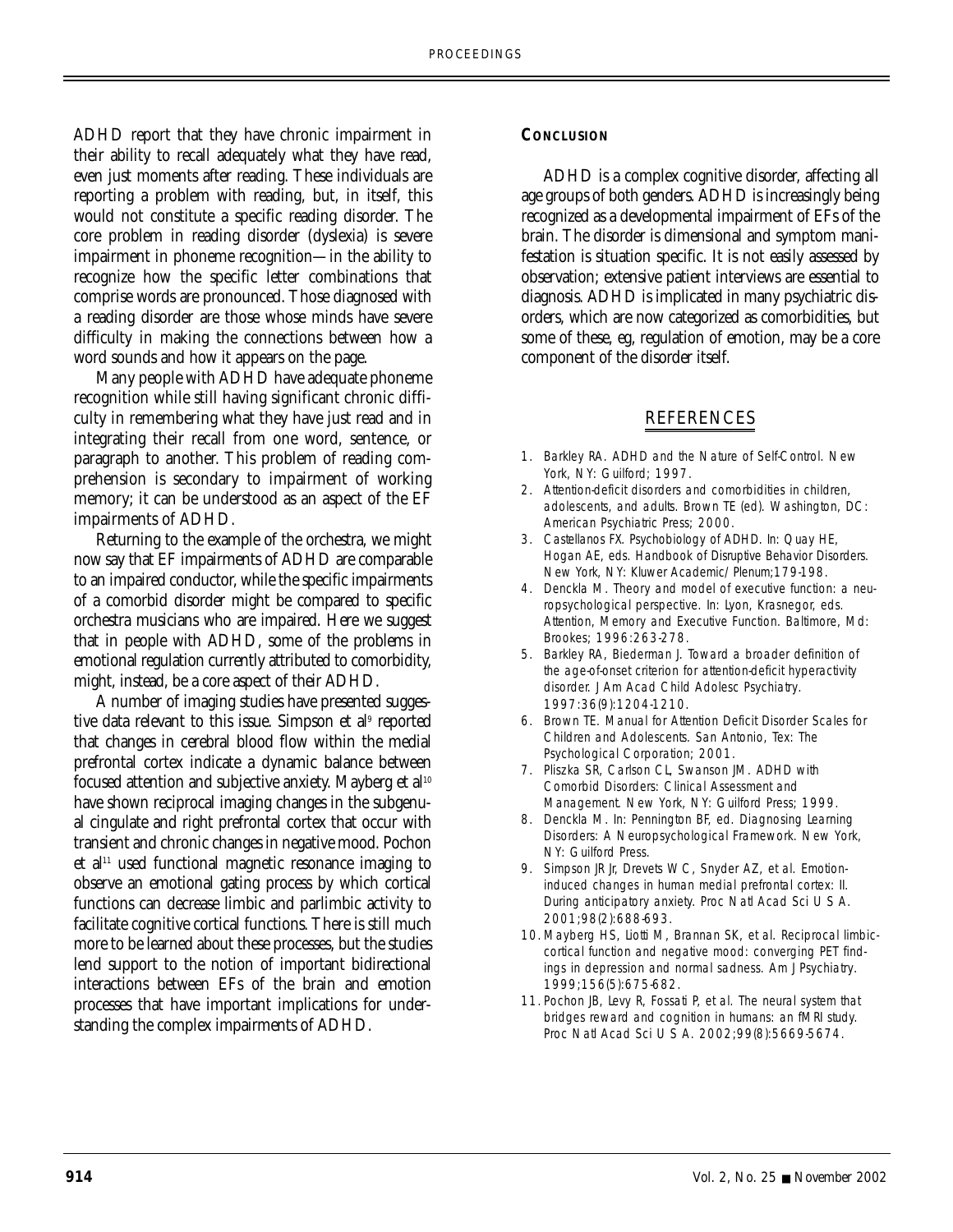ADHD report that they have chronic impairment in their ability to recall adequately what they have read, even just moments after reading. These individuals are reporting a problem with reading, but, in itself, this would not constitute a specific reading disorder. The core problem in reading disorder (dyslexia) is severe impairment in phoneme recognition—in the ability to recognize how the specific letter combinations that comprise words are pronounced. Those diagnosed with a reading disorder are those whose minds have severe difficulty in making the connections between how a word sounds and how it appears on the page.

Many people with ADHD have adequate phoneme recognition while still having significant chronic difficulty in remembering what they have just read and in integrating their recall from one word, sentence, or paragraph to another. This problem of reading comprehension is secondary to impairment of working memory; it can be understood as an aspect of the EF impairments of ADHD.

Returning to the example of the orchestra, we might now say that EF impairments of ADHD are comparable to an impaired conductor, while the specific impairments of a comorbid disorder might be compared to specific orchestra musicians who are impaired. Here we suggest that in people with ADHD, some of the problems in emotional regulation currently attributed to comorbidity, might, instead, be a core aspect of their ADHD.

A number of imaging studies have presented suggestive data relevant to this issue. Simpson et al[9] reported that changes in cerebral blood flow within the medial prefrontal cortex indicate a dynamic balance between focused attention and subjective anxiety. Mayberg et al[10] have shown reciprocal imaging changes in the subgenual cingulate and right prefrontal cortex that occur with transient and chronic changes in negative mood. Pochon et al[11] used functional magnetic resonance imaging to observe an emotional gating process by which cortical functions can decrease limbic and parlimbic activity to facilitate cognitive cortical functions. There is still much more to be learned about these processes, but the studies lend support to the notion of important bidirectional interactions between EFs of the brain and emotion processes that have important implications for understanding the complex impairments of ADHD.

## Conclusion

ADHD is a complex cognitive disorder, affecting all age groups of both genders. ADHD is increasingly being recognized as a developmental impairment of EFs of the brain. The disorder is dimensional and symptom manifestation is situation specific. It is not easily assessed by observation; extensive patient interviews are essential to diagnosis. ADHD is implicated in many psychiatric disorders, which are now categorized as comorbidities, but some of these, eg, regulation of emotion, may be a core component of the disorder itself.

## References

1. Barkley RA. ADHD and the Nature of Self-Control. New York, NY: Guilford; 1997.
2. Attention-deficit disorders and comorbidities in children, adolescents, and adults. Brown TE (ed). Washington, DC: American Psychiatric Press; 2000.
3. Castellanos FX. Psychobiology of ADHD. In: Quay HE, Hogan AE, eds. Handbook of Disruptive Behavior Disorders. New York, NY: Kluwer Academic/Plenum;179-198.
4. Denckla M. Theory and model of executive function: a neuropsychological perspective. In: Lyon, Krasnegor, eds. Attention, Memory and Executive Function. Baltimore, Md: Brookes; 1996:263-278.
5. Barkley RA, Biederman J. Toward a broader definition of the age-of-onset criterion for attention-deficit hyperactivity disorder. J Am Acad Child Adolesc Psychiatry. 1997:36(9):1204-1210.
6. Brown TE. Manual for Attention Deficit Disorder Scales for Children and Adolescents. San Antonio, Tex: The Psychological Corporation; 2001.
7. Pliszka SR, Carlson CL, Swanson JM. ADHD with Comorbid Disorders: Clinical Assessment and Management. New York, NY: Guilford Press; 1999.
8. Denckla M. In: Pennington BF, ed. Diagnosing Learning Disorders: A Neuropsychological Framework. New York, NY: Guilford Press.
9. Simpson JR Jr, Drevets WC, Snyder AZ, et al. Emotion-induced changes in human medial prefrontal cortex: II. During anticipatory anxiety. Proc Natl Acad Sci U S A. 2001;98(2):688-693.
10. Mayberg HS, Liotti M, Brannan SK, et al. Reciprocal limbic-cortical function and negative mood: converging PET findings in depression and normal sadness. Am J Psychiatry. 1999;156(5):675-682.
11. Pochon JB, Levy R, Fossati P, et al. The neural system that bridges reward and cognition in humans: an fMRI study. Proc Natl Acad Sci U S A. 2002;99(8):5669-5674.